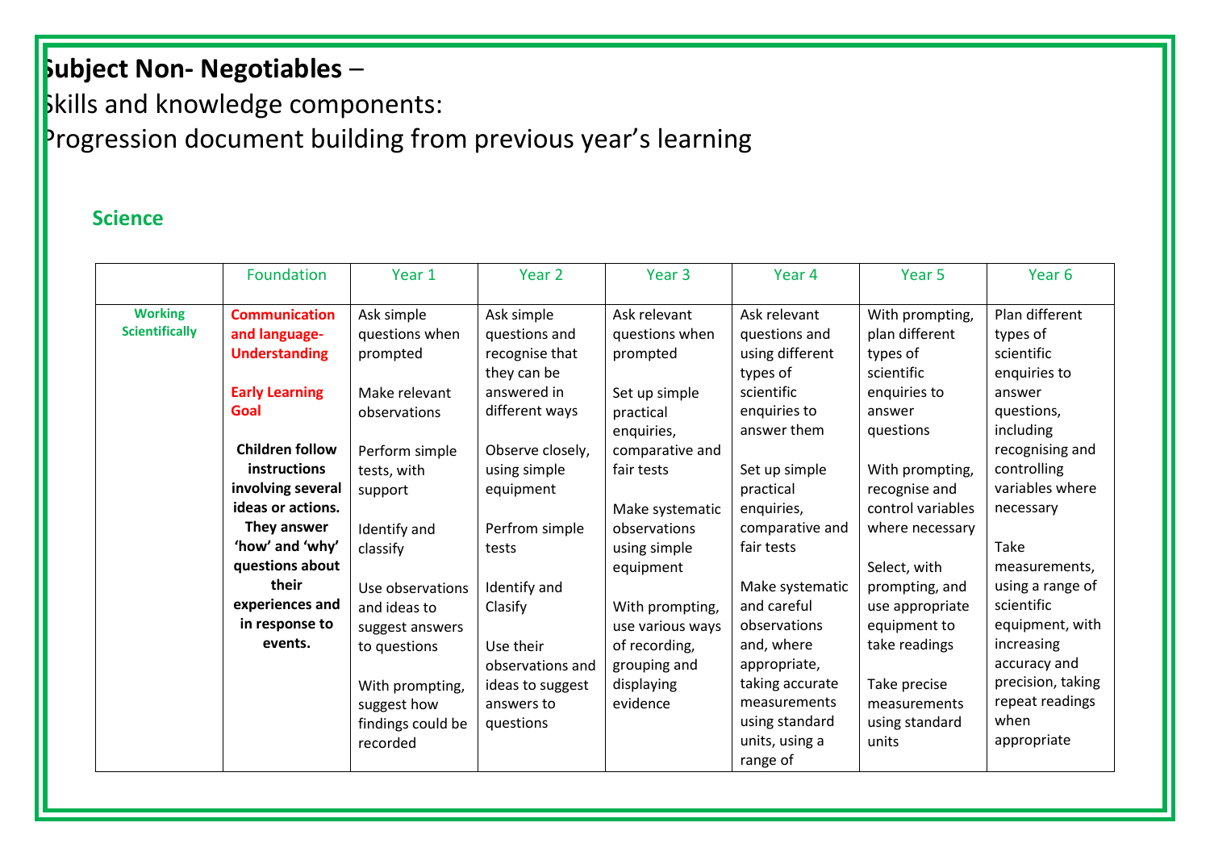**Subject Non- Negotiables** –

Skills and knowledge components:

Progression document building from previous year's learning

## Science

| | Foundation | Year 1 | Year 2 | Year 3 | Year 4 | Year 5 | Year 6 |
|---|---|---|---|---|---|---|---|
| **Working Scientifically** | **Communication and language- Understanding**<br><br>**Early Learning Goal**<br><br>**Children follow instructions involving several ideas or actions. They answer 'how' and 'why' questions about their experiences and in response to events.** | Ask simple questions when prompted<br><br>Make relevant observations<br><br>Perform simple tests, with support<br><br>Identify and classify<br><br>Use observations and ideas to suggest answers to questions<br><br>With prompting, suggest how findings could be recorded | Ask simple questions and recognise that they can be answered in different ways<br><br>Observe closely, using simple equipment<br><br>Perfrom simple tests<br><br>Identify and Clasify<br><br>Use their observations and ideas to suggest answers to questions | Ask relevant questions when prompted<br><br>Set up simple practical enquiries, comparative and fair tests<br><br>Make systematic observations using simple equipment<br><br>With prompting, use various ways of recording, grouping and displaying evidence | Ask relevant questions and using different types of scientific enquiries to answer them<br><br>Set up simple practical enquiries, comparative and fair tests<br><br>Make systematic and careful observations and, where appropriate, taking accurate measurements using standard units, using a range of | With prompting, plan different types of scientific enquiries to answer questions<br><br>With prompting, recognise and control variables where necessary<br><br>Select, with prompting, and use appropriate equipment to take readings<br><br>Take precise measurements using standard units | Plan different types of scientific enquiries to answer questions, including recognising and controlling variables where necessary<br><br>Take measurements, using a range of scientific equipment, with increasing accuracy and precision, taking repeat readings when appropriate |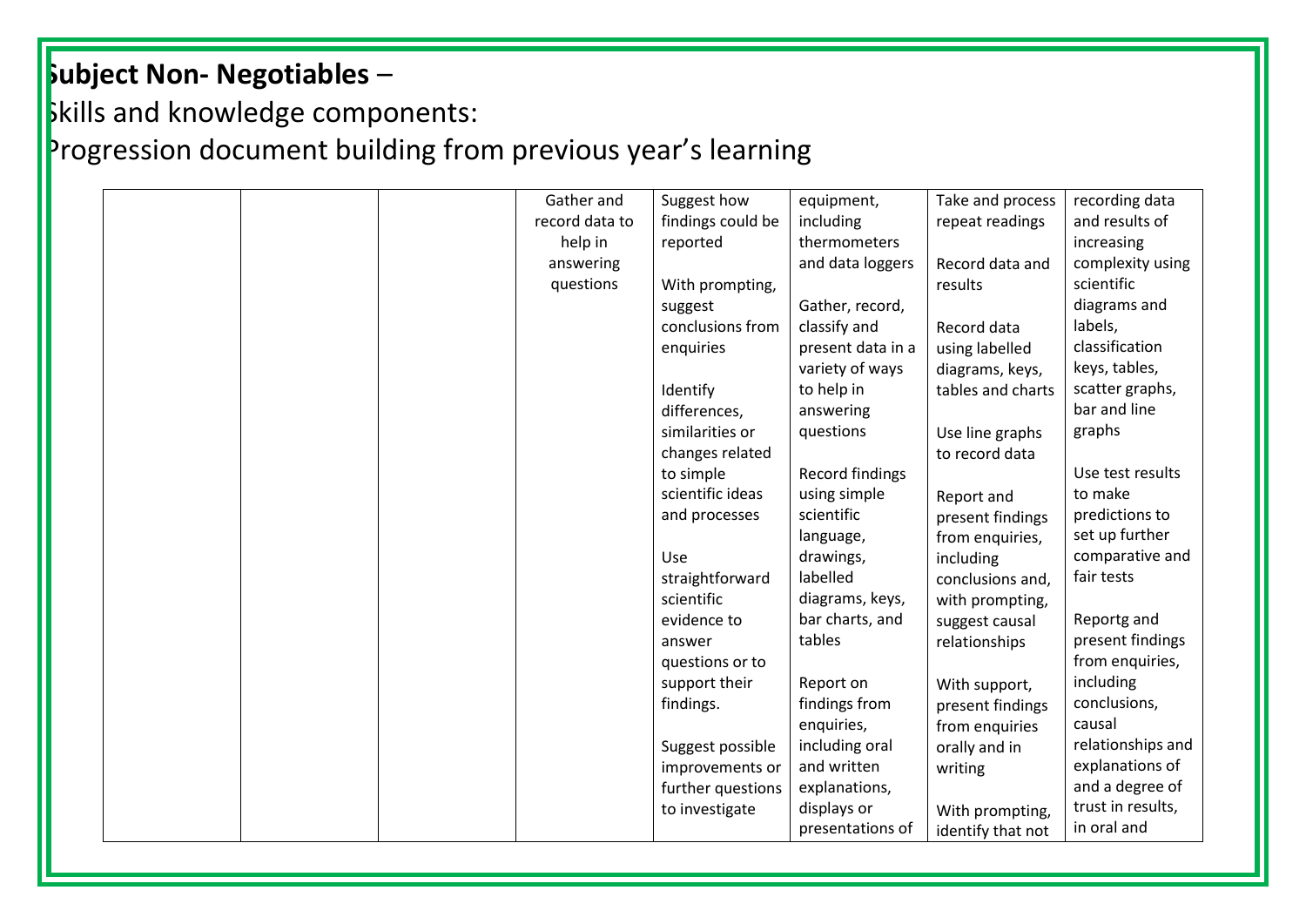**Subject Non- Negotiables** –

Skills and knowledge components:

Progression document building from previous year's learning

| | | | | | | | |
|---|---|---|---|---|---|---|---|
| | | | Gather and record data to help in answering questions | Suggest how findings could be reported<br><br>With prompting, suggest conclusions from enquiries<br><br>Identify differences, similarities or changes related to simple scientific ideas and processes<br><br>Use straightforward scientific evidence to answer questions or to support their findings.<br><br>Suggest possible improvements or further questions to investigate | equipment, including thermometers and data loggers<br><br>Gather, record, classify and present data in a variety of ways to help in answering questions<br><br>Record findings using simple scientific language, drawings, labelled diagrams, keys, bar charts, and tables<br><br>Report on findings from enquiries, including oral and written explanations, displays or presentations of | Take and process repeat readings<br><br>Record data and results<br><br>Record data using labelled diagrams, keys, tables and charts<br><br>Use line graphs to record data<br><br>Report and present findings from enquiries, including conclusions and, with prompting, suggest causal relationships<br><br>With support, present findings from enquiries orally and in writing<br><br>With prompting, identify that not | recording data and results of increasing complexity using scientific diagrams and labels, classification keys, tables, scatter graphs, bar and line graphs<br><br>Use test results to make predictions to set up further comparative and fair tests<br><br>Reportg and present findings from enquiries, including conclusions, causal relationships and explanations of and a degree of trust in results, in oral and |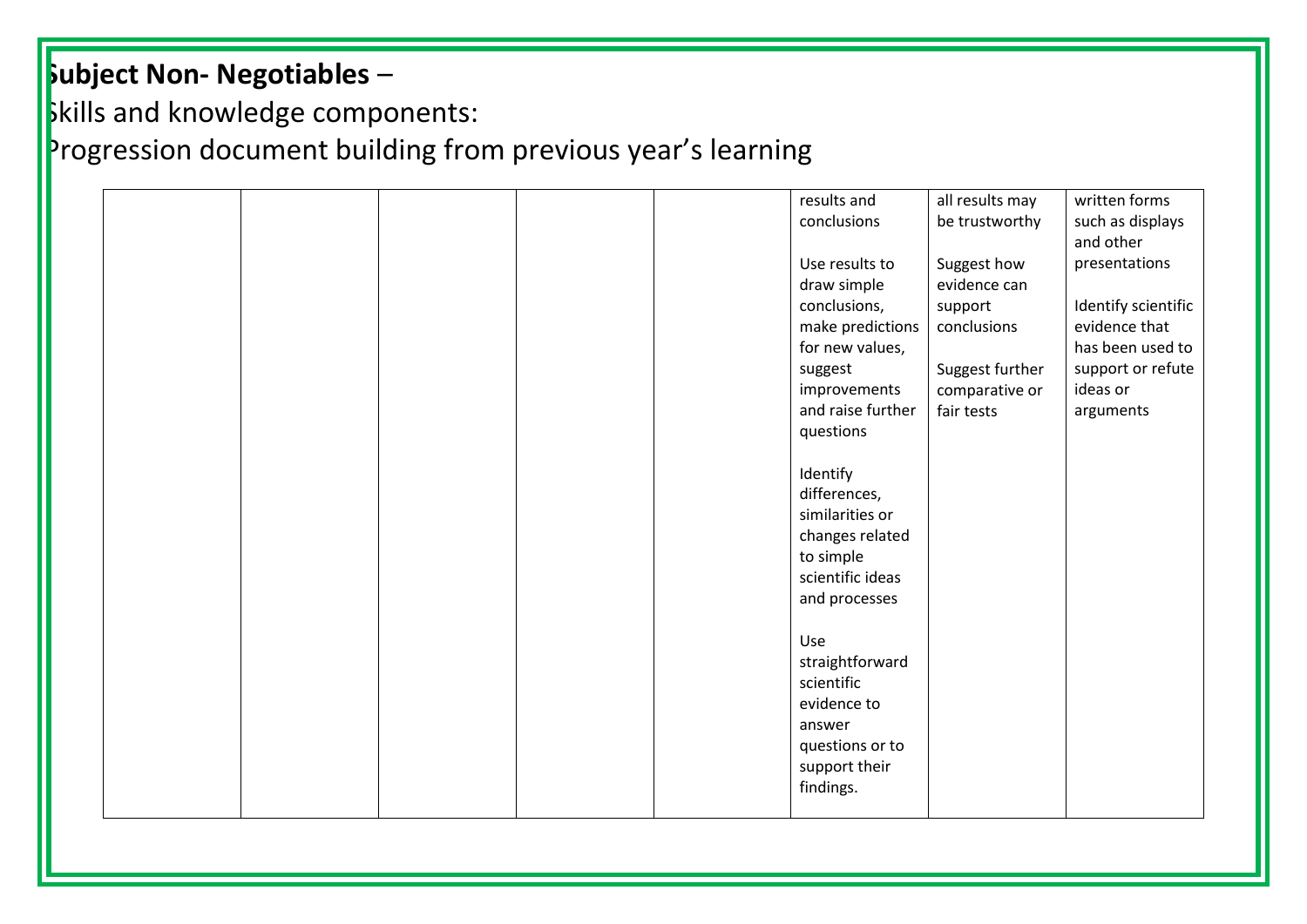**Subject Non- Negotiables** –

Skills and knowledge components:

Progression document building from previous year's learning

| | | | | | | | |
|---|---|---|---|---|---|---|---|
| | | | | | results and conclusions<br><br>Use results to draw simple conclusions, make predictions for new values, suggest improvements and raise further questions<br><br>Identify differences, similarities or changes related to simple scientific ideas and processes<br><br>Use straightforward scientific evidence to answer questions or to support their findings. | all results may be trustworthy<br><br>Suggest how evidence can support conclusions<br><br>Suggest further comparative or fair tests | written forms such as displays and other presentations<br><br>Identify scientific evidence that has been used to support or refute ideas or arguments |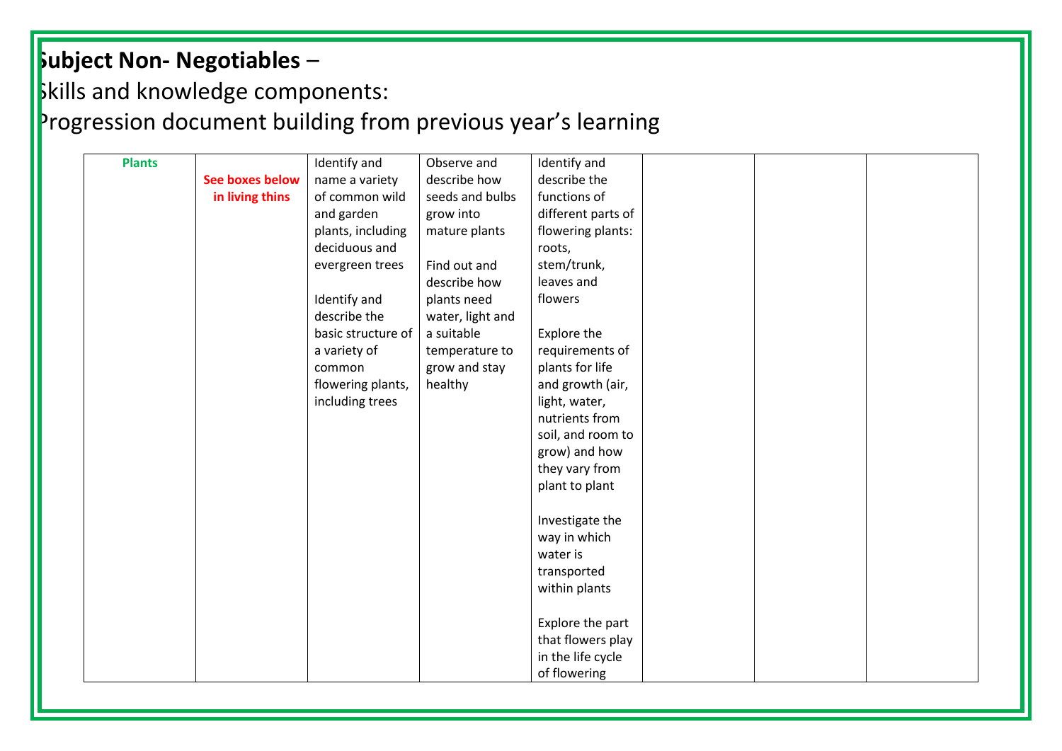**Subject Non- Negotiables** –

Skills and knowledge components:

Progression document building from previous year's learning

| **Plants** | **See boxes below in living thins** | Identify and name a variety of common wild and garden plants, including deciduous and evergreen trees<br><br>Identify and describe the basic structure of a variety of common flowering plants, including trees | Observe and describe how seeds and bulbs grow into mature plants<br><br>Find out and describe how plants need water, light and a suitable temperature to grow and stay healthy | Identify and describe the functions of different parts of flowering plants: roots, stem/trunk, leaves and flowers<br><br>Explore the requirements of plants for life and growth (air, light, water, nutrients from soil, and room to grow) and how they vary from plant to plant<br><br>Investigate the way in which water is transported within plants<br><br>Explore the part that flowers play in the life cycle of flowering | | | |
|---|---|---|---|---|---|---|---|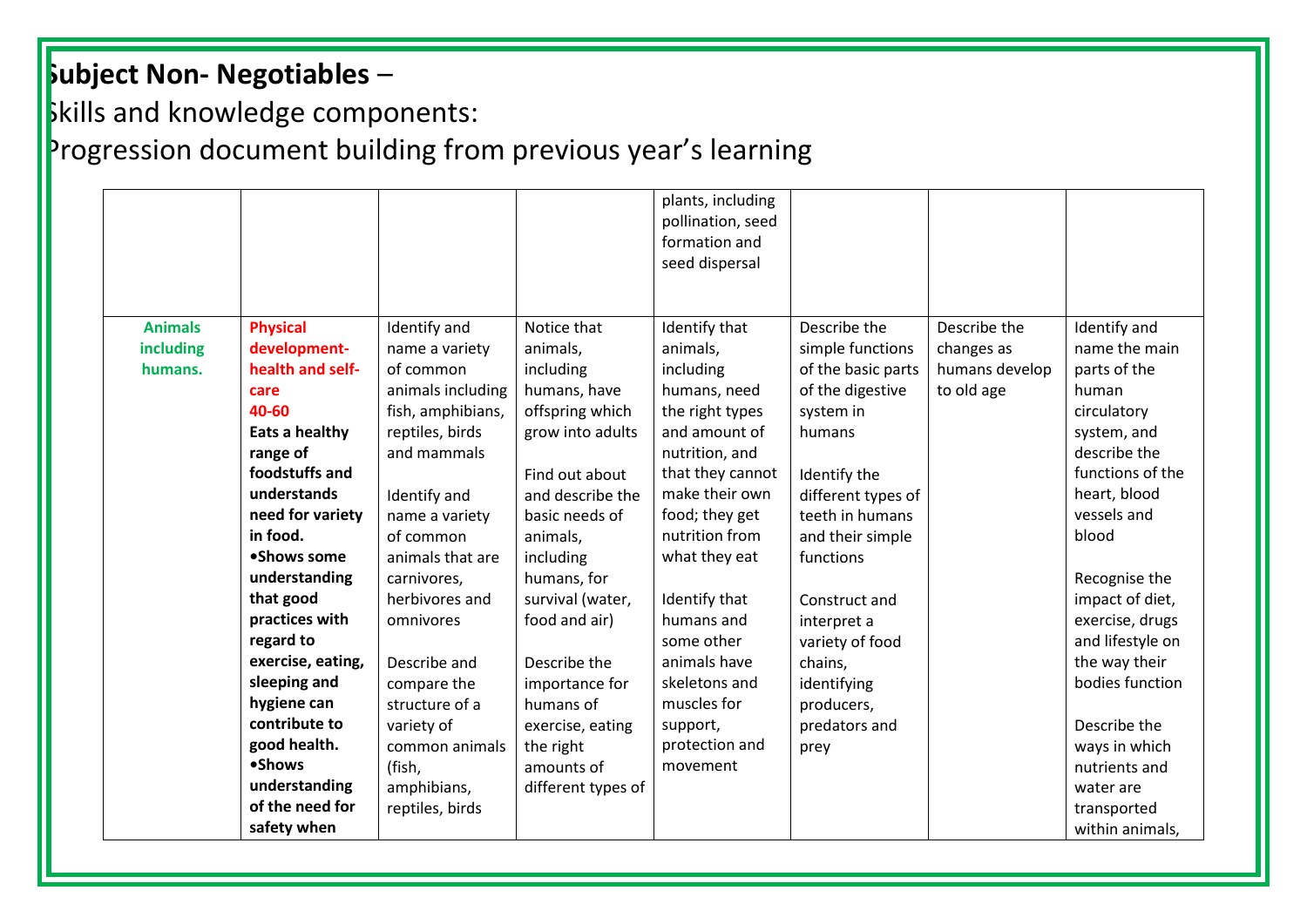# Subject Non- Negotiables –

Skills and knowledge components:

Progression document building from previous year's learning

| | | | | | | | |
|---|---|---|---|---|---|---|---|
| | | | | plants, including pollination, seed formation and seed dispersal | | | |
| **Animals including humans.** | **Physical development- health and self-care 40-60** **Eats a healthy range of foodstuffs and understands need for variety in food.** **•Shows some understanding that good practices with regard to exercise, eating, sleeping and hygiene can contribute to good health.** **•Shows understanding of the need for safety when** | Identify and name a variety of common animals including fish, amphibians, reptiles, birds and mammals<br><br>Identify and name a variety of common animals that are carnivores, herbivores and omnivores<br><br>Describe and compare the structure of a variety of common animals (fish, amphibians, reptiles, birds | Notice that animals, including humans, have offspring which grow into adults<br><br>Find out about and describe the basic needs of animals, including humans, for survival (water, food and air)<br><br>Describe the importance for humans of exercise, eating the right amounts of different types of | Identify that animals, including humans, need the right types and amount of nutrition, and that they cannot make their own food; they get nutrition from what they eat<br><br>Identify that humans and some other animals have skeletons and muscles for support, protection and movement | Describe the simple functions of the basic parts of the digestive system in humans<br><br>Identify the different types of teeth in humans and their simple functions<br><br>Construct and interpret a variety of food chains, identifying producers, predators and prey | Describe the changes as humans develop to old age | Identify and name the main parts of the human circulatory system, and describe the functions of the heart, blood vessels and blood<br><br>Recognise the impact of diet, exercise, drugs and lifestyle on the way their bodies function<br><br>Describe the ways in which nutrients and water are transported within animals, |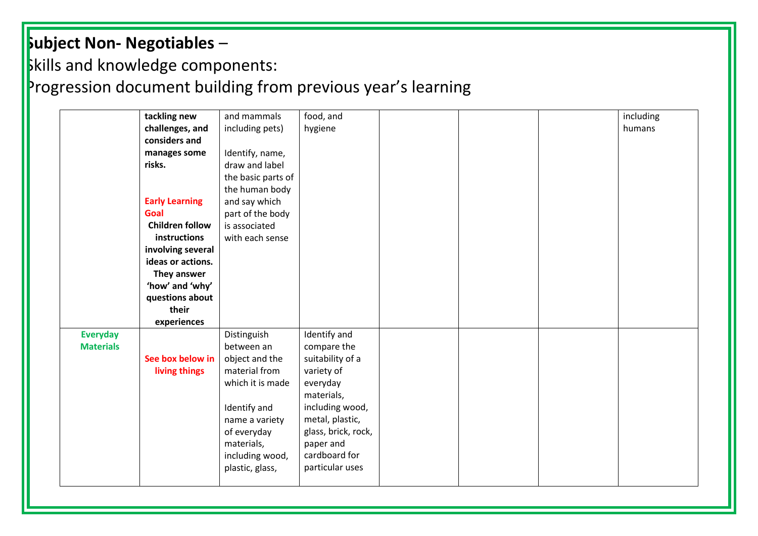**Subject Non- Negotiables** –

Skills and knowledge components:

Progression document building from previous year's learning

| | | | | | | | |
|---|---|---|---|---|---|---|---|
| | **tackling new challenges, and considers and manages some risks.**<br><br>**Early Learning Goal**<br>**Children follow instructions involving several ideas or actions. They answer 'how' and 'why' questions about their experiences** | and mammals including pets)<br><br>Identify, name, draw and label the basic parts of the human body and say which part of the body is associated with each sense | food, and hygiene | | | | including humans |
| **Everyday Materials** | **See box below in living things** | Distinguish between an object and the material from which it is made<br><br>Identify and name a variety of everyday materials, including wood, plastic, glass, | Identify and compare the suitability of a variety of everyday materials, including wood, metal, plastic, glass, brick, rock, paper and cardboard for particular uses | | | | |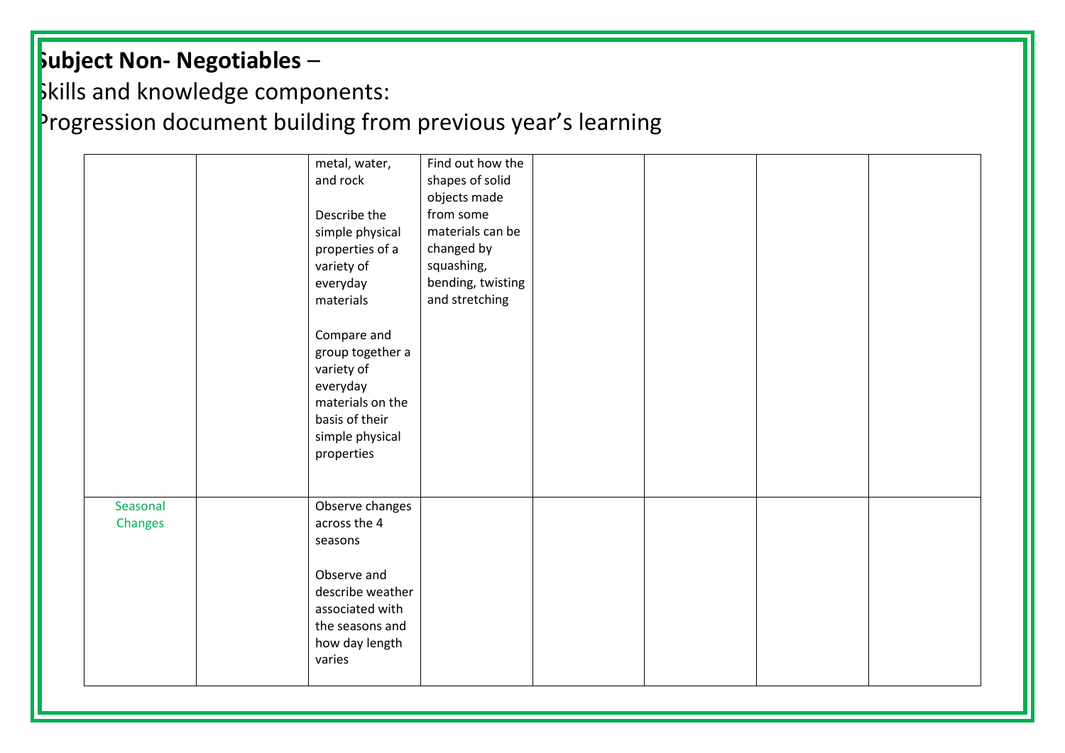**Subject Non- Negotiables** –

Skills and knowledge components:

Progression document building from previous year's learning

| | | | | | | | |
|---|---|---|---|---|---|---|---|
| | | metal, water, and rock<br><br>Describe the simple physical properties of a variety of everyday materials<br><br>Compare and group together a variety of everyday materials on the basis of their simple physical properties | Find out how the shapes of solid objects made from some materials can be changed by squashing, bending, twisting and stretching | | | | |
| Seasonal Changes | | Observe changes across the 4 seasons<br><br>Observe and describe weather associated with the seasons and how day length varies | | | | | |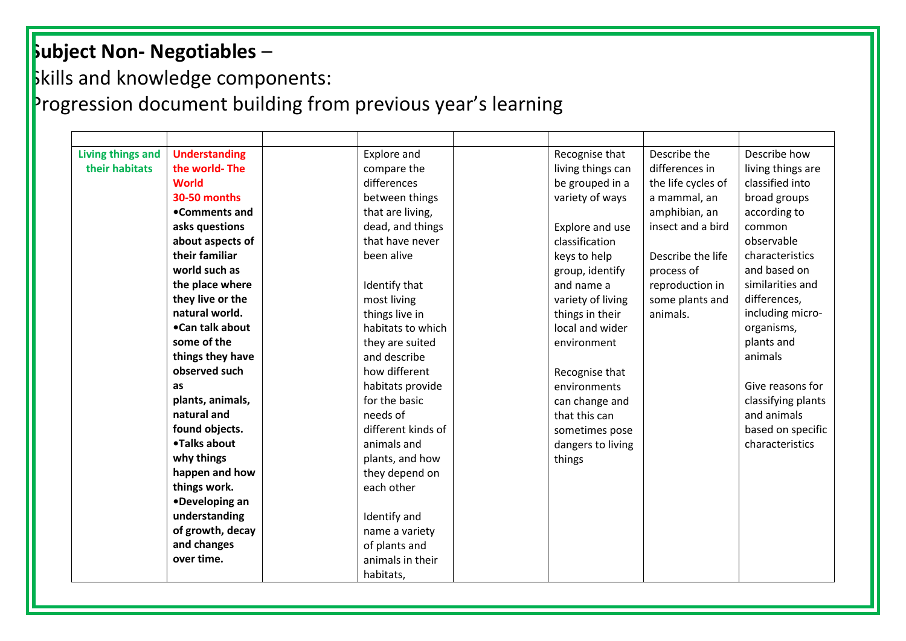**Subject Non- Negotiables** –

Skills and knowledge components:

Progression document building from previous year's learning

| | | | | | | | |
|---|---|---|---|---|---|---|---|
| **Living things and their habitats** | **Understanding the world- The World 30-50 months** **•Comments and asks questions about aspects of their familiar world such as the place where they live or the natural world.** **•Can talk about some of the things they have observed such as plants, animals, natural and found objects.** **•Talks about why things happen and how things work.** **•Developing an understanding of growth, decay and changes over time.** | | Explore and compare the differences between things that are living, dead, and things that have never been alive<br><br>Identify that most living things live in habitats to which they are suited and describe how different habitats provide for the basic needs of different kinds of animals and plants, and how they depend on each other<br><br>Identify and name a variety of plants and animals in their habitats, | | Recognise that living things can be grouped in a variety of ways<br><br>Explore and use classification keys to help group, identify and name a variety of living things in their local and wider environment<br><br>Recognise that environments can change and that this can sometimes pose dangers to living things | Describe the differences in the life cycles of a mammal, an amphibian, an insect and a bird<br><br>Describe the life process of reproduction in some plants and animals. | Describe how living things are classified into broad groups according to common observable characteristics and based on similarities and differences, including micro-organisms, plants and animals<br><br>Give reasons for classifying plants and animals based on specific characteristics |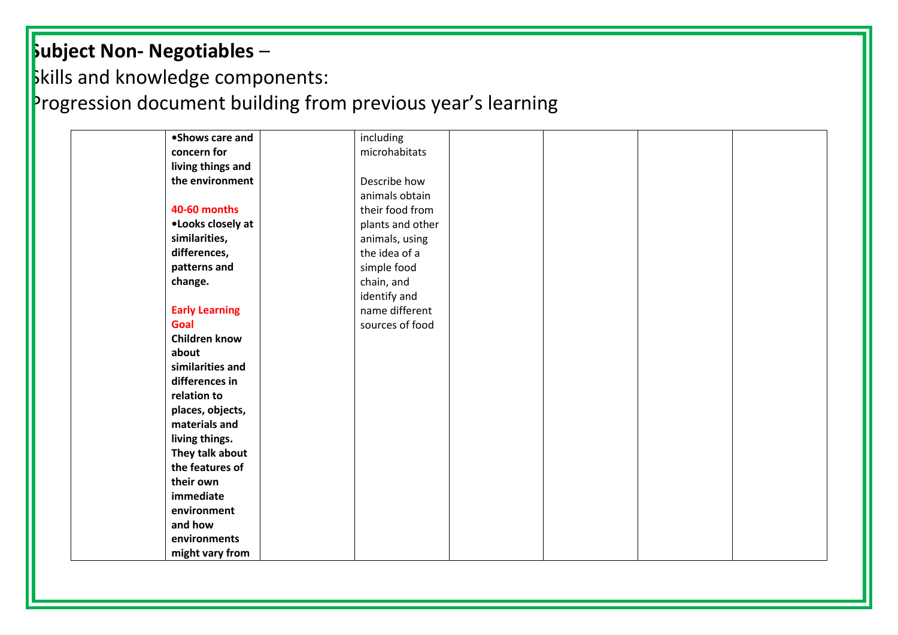**Subject Non- Negotiables** –

Skills and knowledge components:

Progression document building from previous year's learning

| | | | | | | | |
|---|---|---|---|---|---|---|---|
| | **•Shows care and concern for living things and the environment**<br><br>**40-60 months**<br>**•Looks closely at similarities, differences, patterns and change.**<br><br>**Early Learning Goal**<br>**Children know about similarities and differences in relation to places, objects, materials and living things. They talk about the features of their own immediate environment and how environments might vary from** | | including microhabitats<br><br>Describe how animals obtain their food from plants and other animals, using the idea of a simple food chain, and identify and name different sources of food | | | | |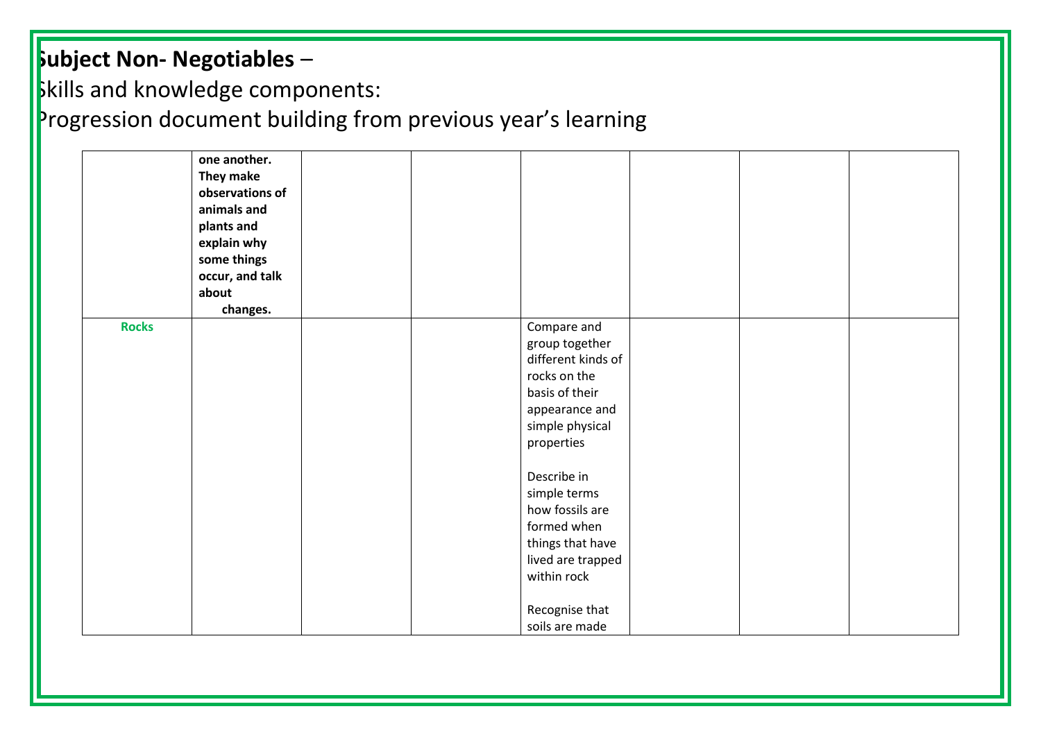**Subject Non- Negotiables** –

Skills and knowledge components:

Progression document building from previous year's learning

| | | | | | | | |
|---|---|---|---|---|---|---|---|
| | **one another. They make observations of animals and plants and explain why some things occur, and talk about changes.** | | | | | | |
| **Rocks** | | | | Compare and group together different kinds of rocks on the basis of their appearance and simple physical properties<br><br>Describe in simple terms how fossils are formed when things that have lived are trapped within rock<br><br>Recognise that soils are made | | | |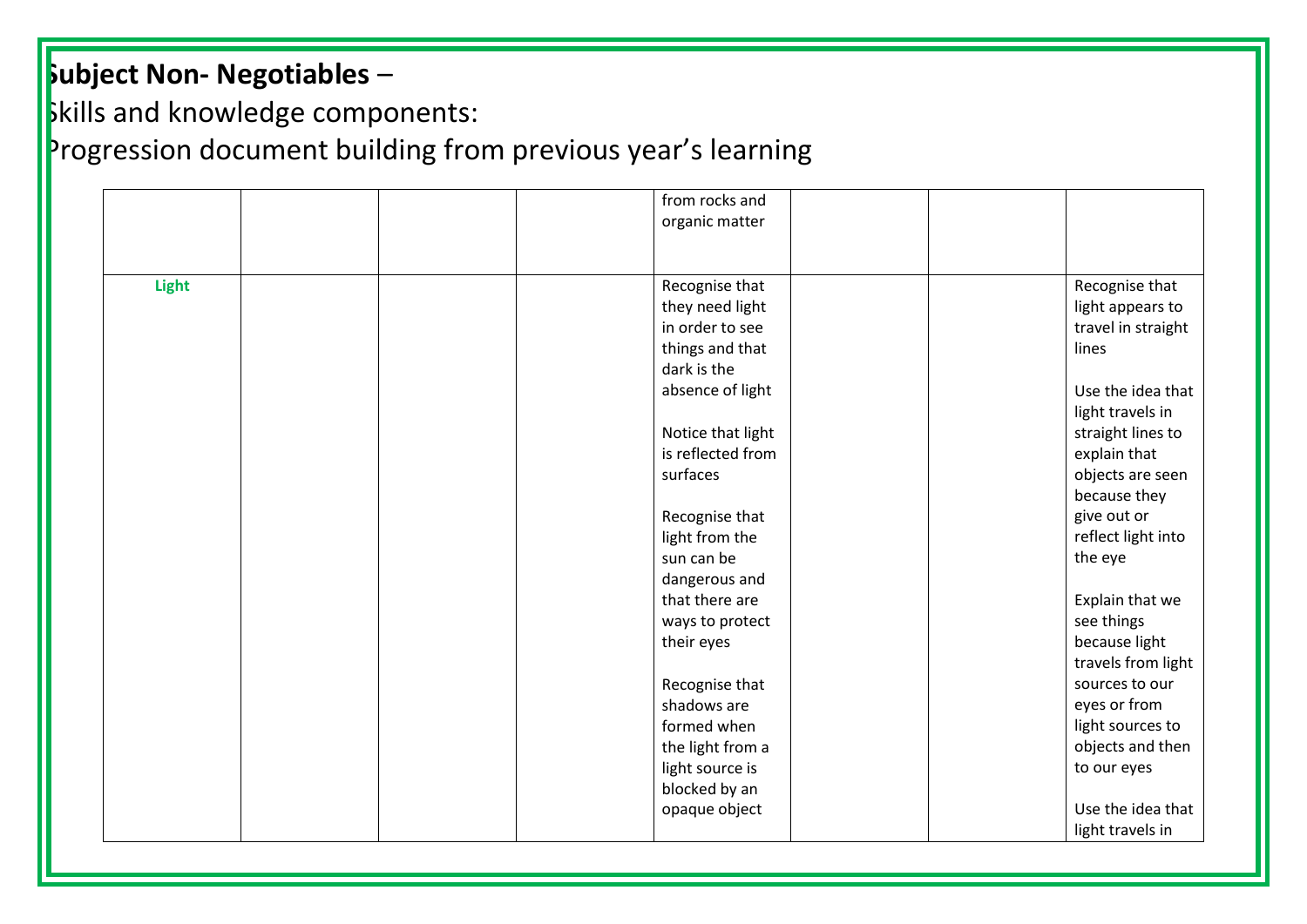**Subject Non- Negotiables** –

Skills and knowledge components:

Progression document building from previous year's learning

| | | | | | | | |
|---|---|---|---|---|---|---|---|
| | | | | from rocks and organic matter | | | |
| **Light** | | | | Recognise that they need light in order to see things and that dark is the absence of light<br><br>Notice that light is reflected from surfaces<br><br>Recognise that light from the sun can be dangerous and that there are ways to protect their eyes<br><br>Recognise that shadows are formed when the light from a light source is blocked by an opaque object | | | Recognise that light appears to travel in straight lines<br><br>Use the idea that light travels in straight lines to explain that objects are seen because they give out or reflect light into the eye<br><br>Explain that we see things because light travels from light sources to our eyes or from light sources to objects and then to our eyes<br><br>Use the idea that light travels in |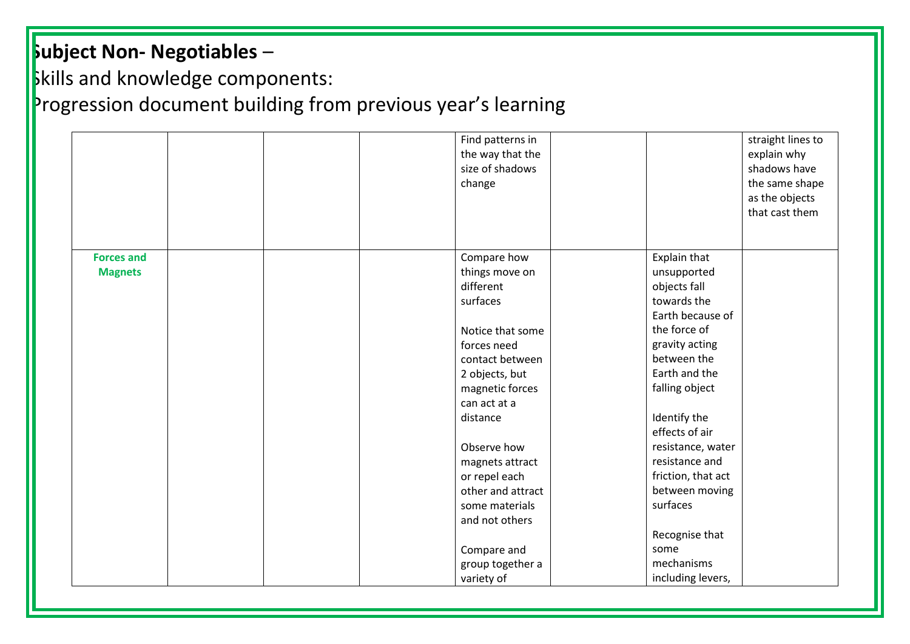**Subject Non- Negotiables** –

Skills and knowledge components:

Progression document building from previous year's learning

| | | | | | | | |
|---|---|---|---|---|---|---|---|
| | | | | Find patterns in the way that the size of shadows change | | | straight lines to explain why shadows have the same shape as the objects that cast them |
| **Forces and Magnets** | | | | Compare how things move on different surfaces<br><br>Notice that some forces need contact between 2 objects, but magnetic forces can act at a distance<br><br>Observe how magnets attract or repel each other and attract some materials and not others<br><br>Compare and group together a variety of | | Explain that unsupported objects fall towards the Earth because of the force of gravity acting between the Earth and the falling object<br><br>Identify the effects of air resistance, water resistance and friction, that act between moving surfaces<br><br>Recognise that some mechanisms including levers, | |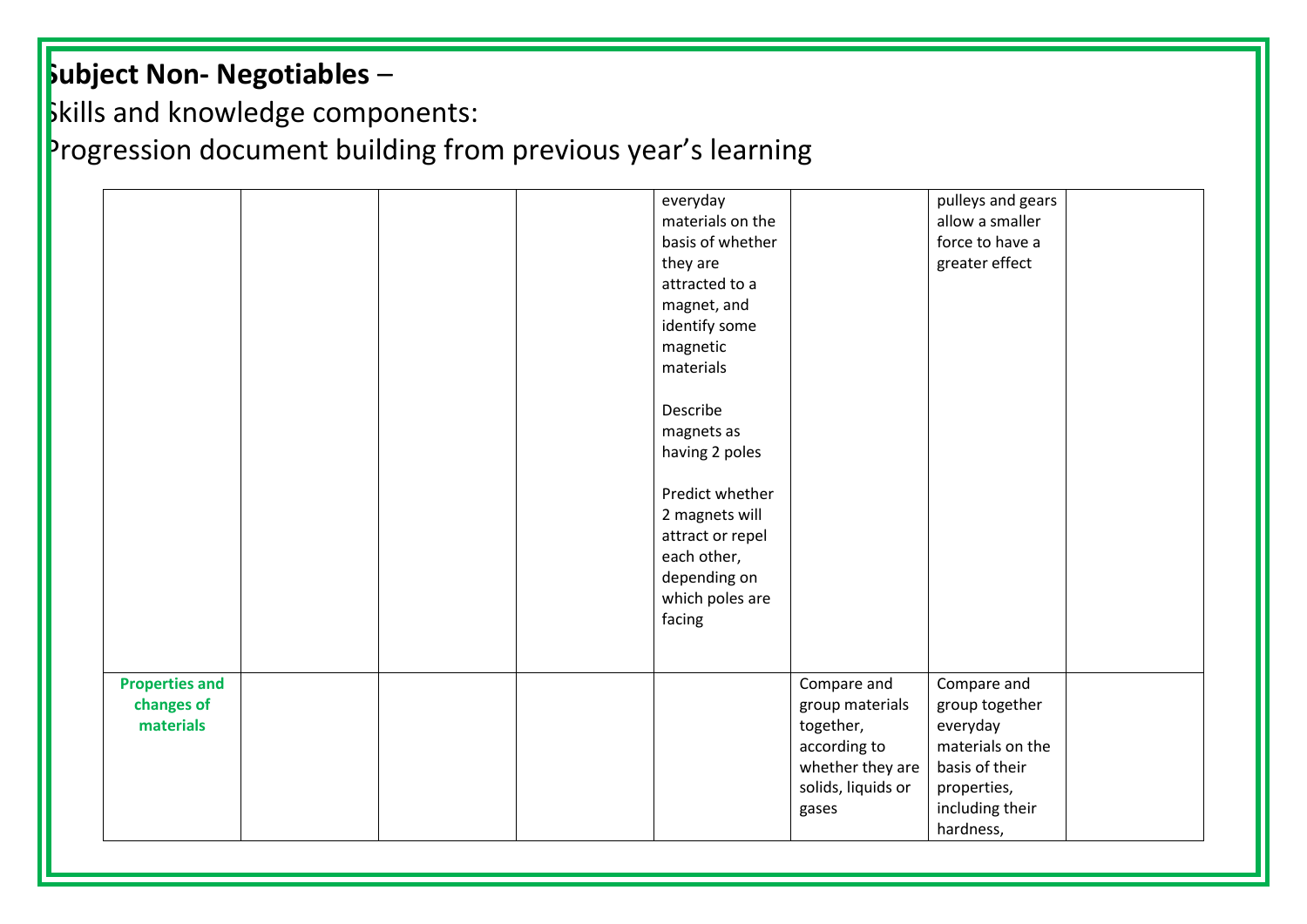**Subject Non- Negotiables** –

Skills and knowledge components:

Progression document building from previous year's learning

| | | | | | | | |
|---|---|---|---|---|---|---|---|
| | | | | everyday materials on the basis of whether they are attracted to a magnet, and identify some magnetic materials<br><br>Describe magnets as having 2 poles<br><br>Predict whether 2 magnets will attract or repel each other, depending on which poles are facing | | pulleys and gears allow a smaller force to have a greater effect | |
| **Properties and changes of materials** | | | | | Compare and group materials together, according to whether they are solids, liquids or gases | Compare and group together everyday materials on the basis of their properties, including their hardness, | |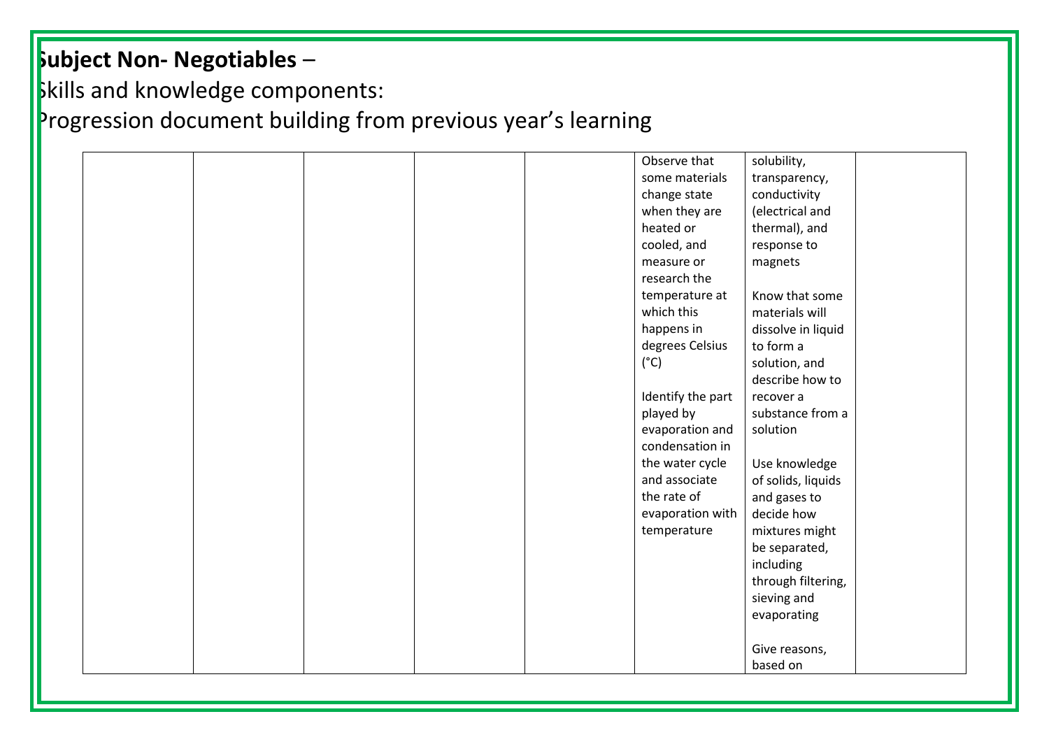**Subject Non- Negotiables** –

Skills and knowledge components:

Progression document building from previous year's learning

| | | | | | | | |
|---|---|---|---|---|---|---|---|
| | | | | | Observe that some materials change state when they are heated or cooled, and measure or research the temperature at which this happens in degrees Celsius (°C)<br><br>Identify the part played by evaporation and condensation in the water cycle and associate the rate of evaporation with temperature | solubility, transparency, conductivity (electrical and thermal), and response to magnets<br><br>Know that some materials will dissolve in liquid to form a solution, and describe how to recover a substance from a solution<br><br>Use knowledge of solids, liquids and gases to decide how mixtures might be separated, including through filtering, sieving and evaporating<br><br>Give reasons, based on | |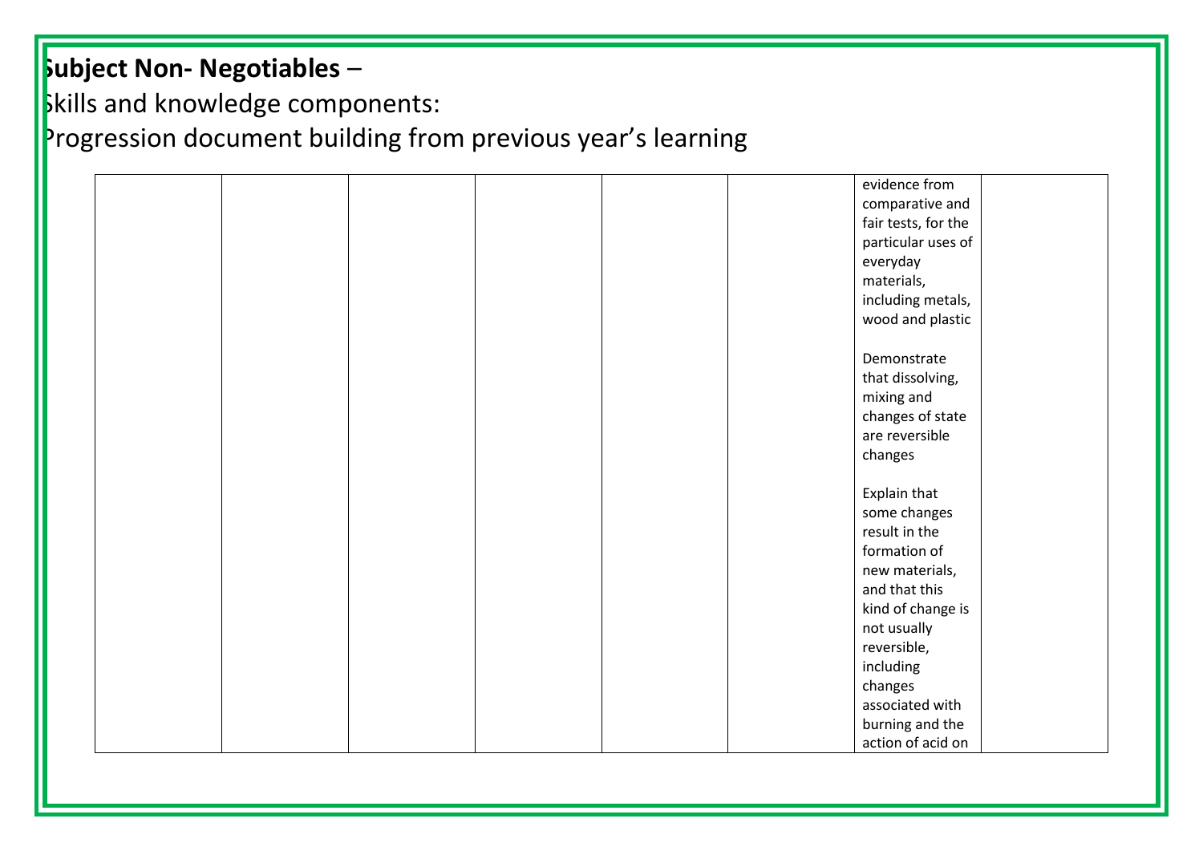**Subject Non- Negotiables** –

Skills and knowledge components:

Progression document building from previous year's learning

| | | | | | | | |
|---|---|---|---|---|---|---|---|
| | | | | | | evidence from comparative and fair tests, for the particular uses of everyday materials, including metals, wood and plastic<br><br>Demonstrate that dissolving, mixing and changes of state are reversible changes<br><br>Explain that some changes result in the formation of new materials, and that this kind of change is not usually reversible, including changes associated with burning and the action of acid on | |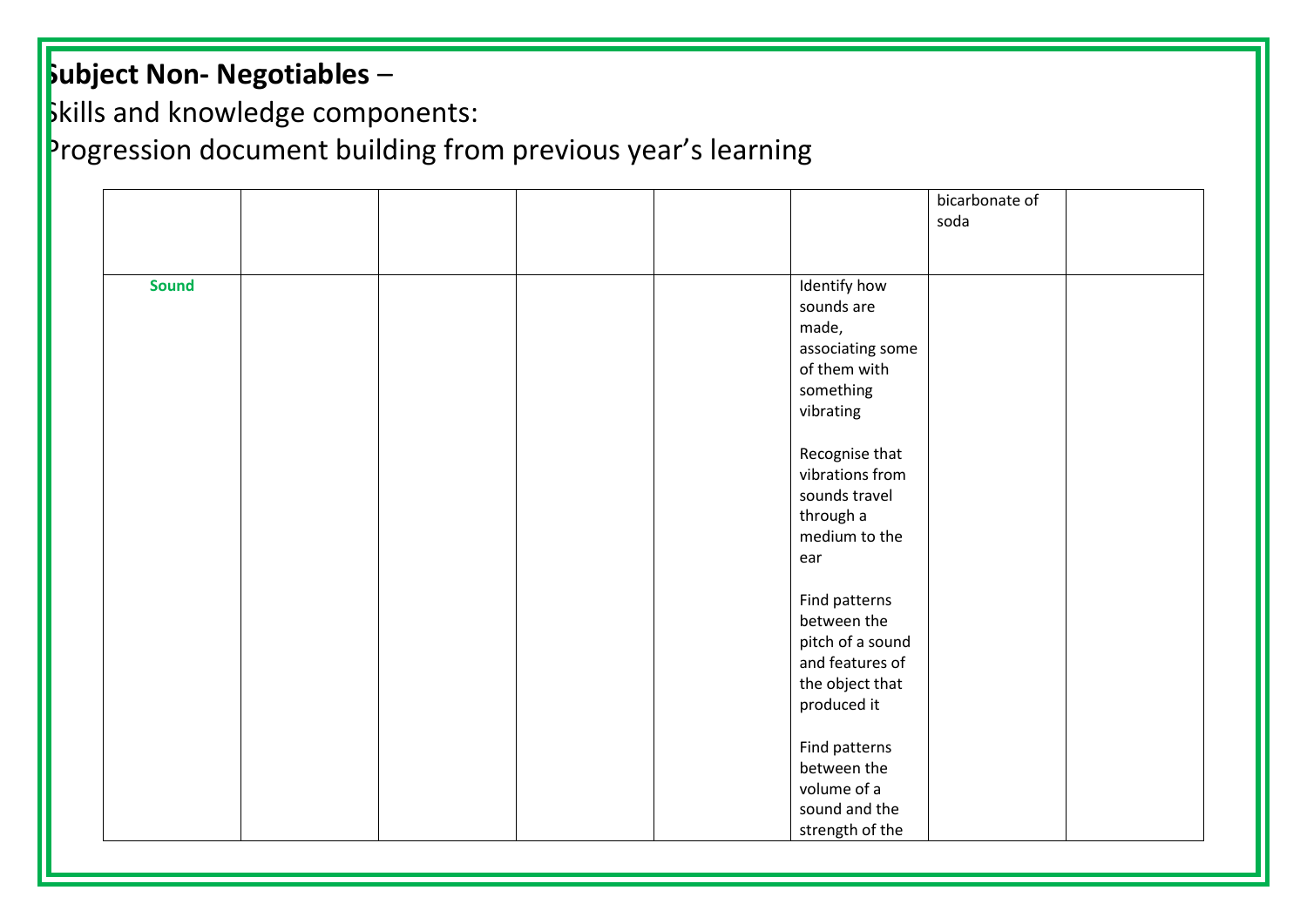**Subject Non- Negotiables** –

Skills and knowledge components:

Progression document building from previous year's learning

| | | | | | | | |
|---|---|---|---|---|---|---|---|
| | | | | | | bicarbonate of soda | |
| **Sound** | | | | | Identify how sounds are made, associating some of them with something vibrating<br><br>Recognise that vibrations from sounds travel through a medium to the ear<br><br>Find patterns between the pitch of a sound and features of the object that produced it<br><br>Find patterns between the volume of a sound and the strength of the | | |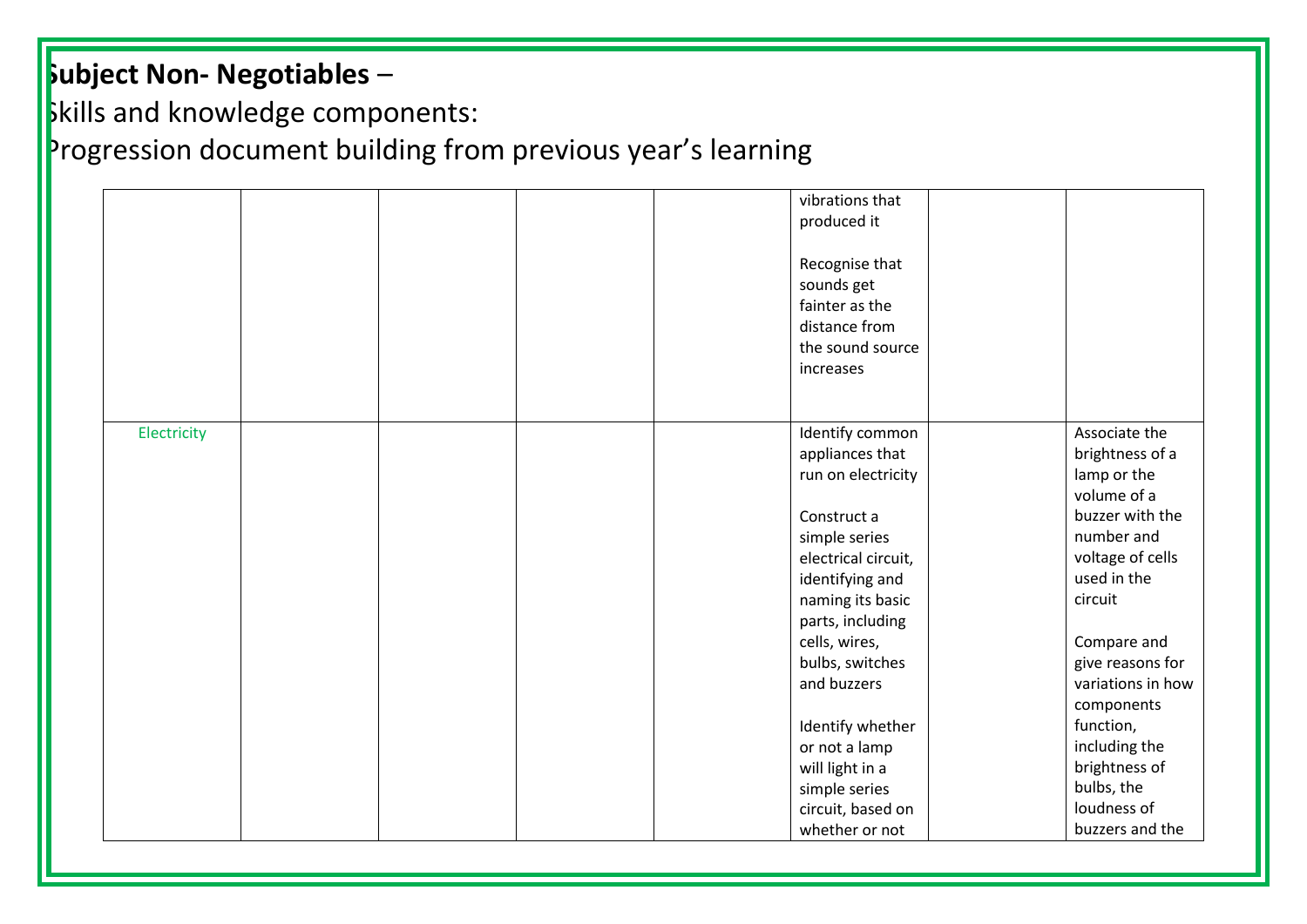**Subject Non- Negotiables** –

Skills and knowledge components:

Progression document building from previous year's learning

| | | | | | | | |
|---|---|---|---|---|---|---|---|
| | | | | | vibrations that produced it<br><br>Recognise that sounds get fainter as the distance from the sound source increases | | |
| Electricity | | | | | Identify common appliances that run on electricity<br><br>Construct a simple series electrical circuit, identifying and naming its basic parts, including cells, wires, bulbs, switches and buzzers<br><br>Identify whether or not a lamp will light in a simple series circuit, based on whether or not | | Associate the brightness of a lamp or the volume of a buzzer with the number and voltage of cells used in the circuit<br><br>Compare and give reasons for variations in how components function, including the brightness of bulbs, the loudness of buzzers and the |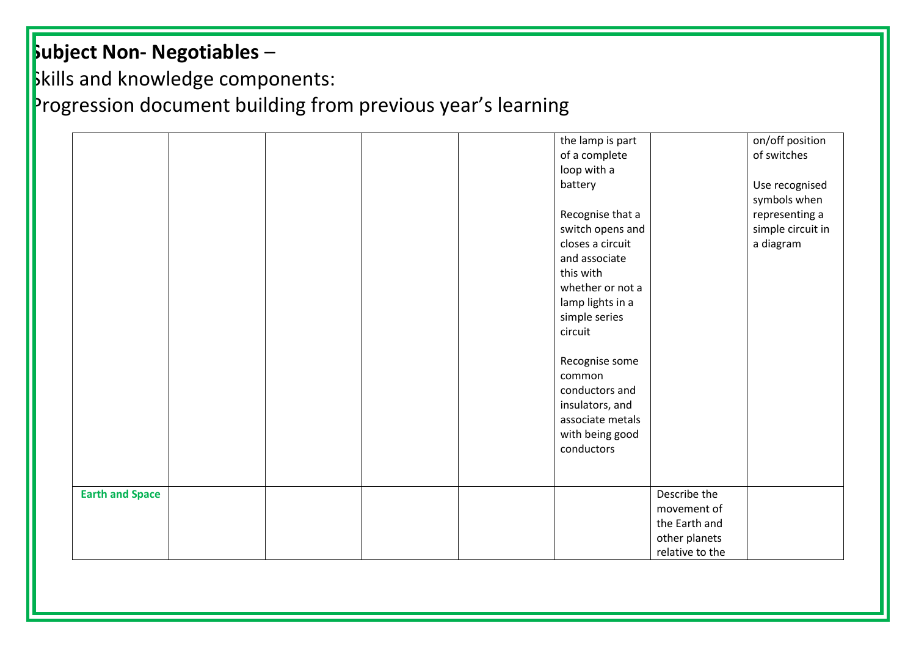**Subject Non- Negotiables** –

Skills and knowledge components:

Progression document building from previous year's learning

| | | | | | | | |
|---|---|---|---|---|---|---|---|
| | | | | | the lamp is part of a complete loop with a battery<br><br>Recognise that a switch opens and closes a circuit and associate this with whether or not a lamp lights in a simple series circuit<br><br>Recognise some common conductors and insulators, and associate metals with being good conductors | | on/off position of switches<br><br>Use recognised symbols when representing a simple circuit in a diagram |
| **Earth and Space** | | | | | | Describe the movement of the Earth and other planets relative to the | |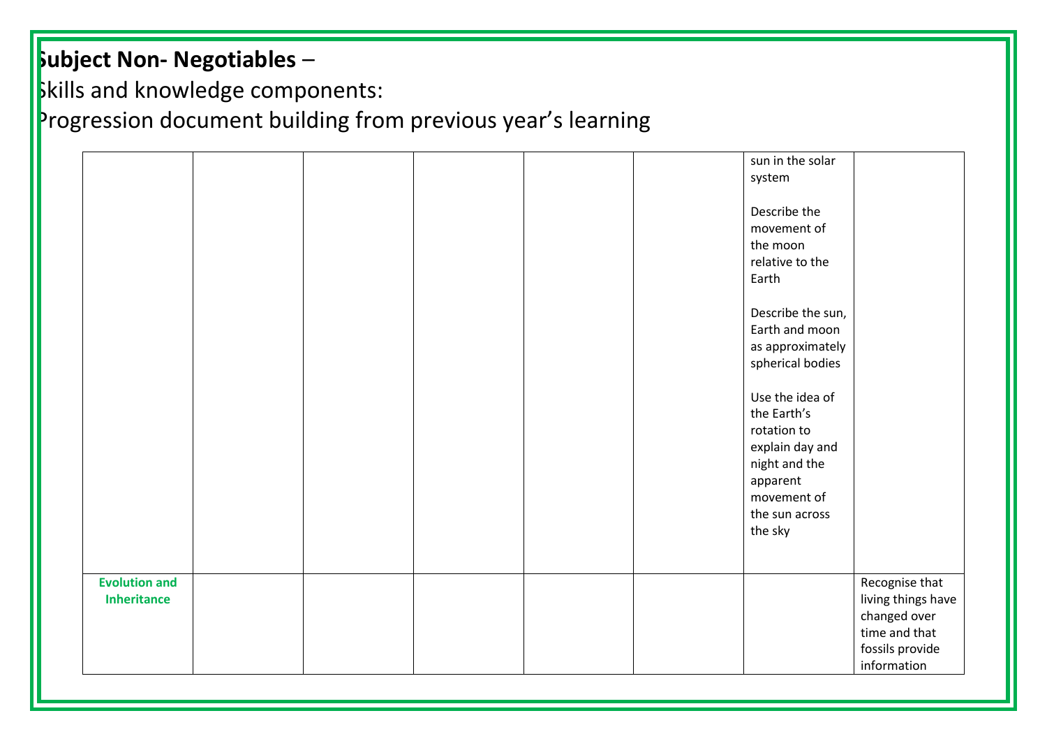**Subject Non- Negotiables** –

Skills and knowledge components:

Progression document building from previous year's learning

| | | | | | | | |
|---|---|---|---|---|---|---|---|
| | | | | | | sun in the solar system<br><br>Describe the movement of the moon relative to the Earth<br><br>Describe the sun, Earth and moon as approximately spherical bodies<br><br>Use the idea of the Earth's rotation to explain day and night and the apparent movement of the sun across the sky | |
| **Evolution and Inheritance** | | | | | | | Recognise that living things have changed over time and that fossils provide information |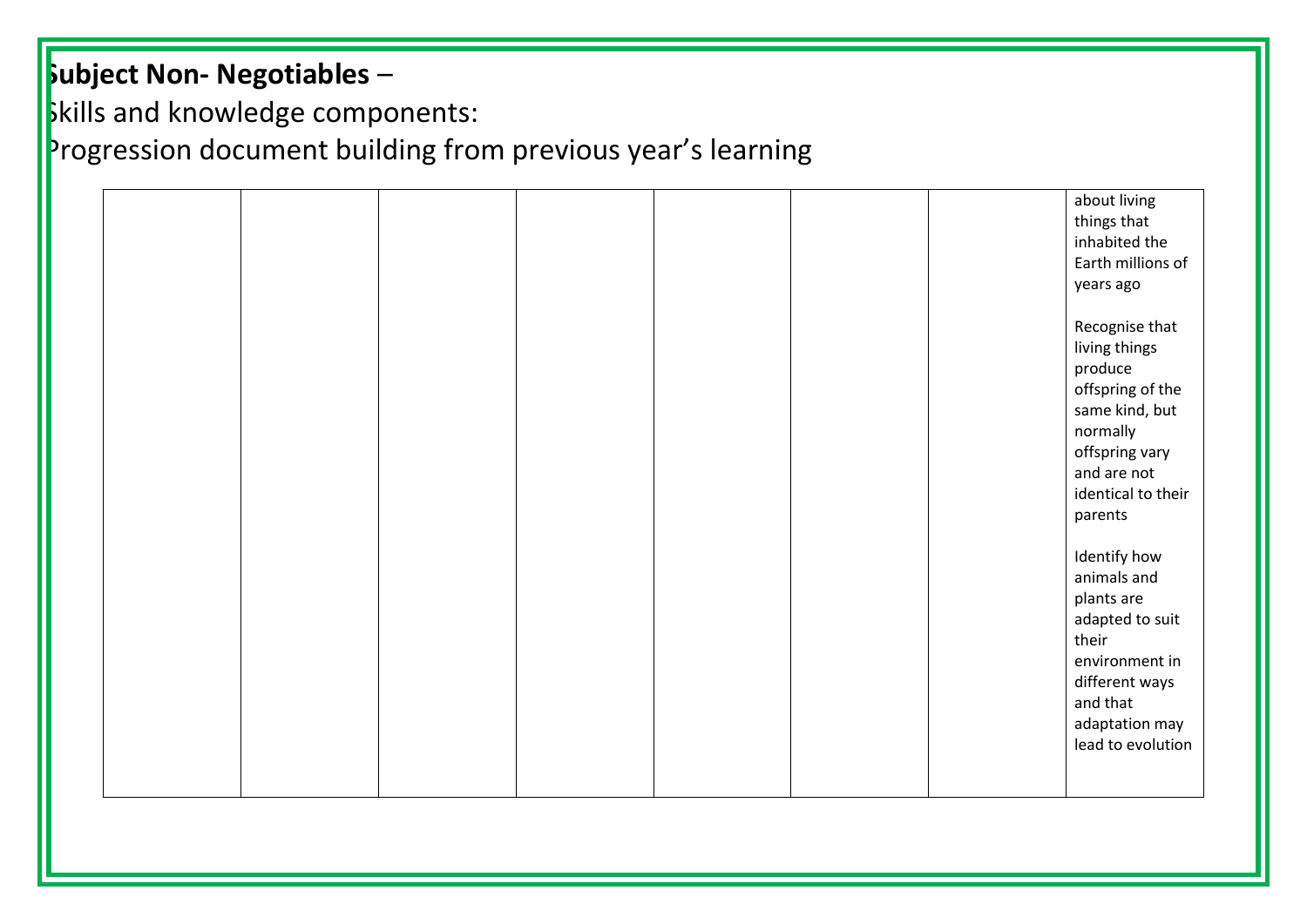**Subject Non- Negotiables** –

Skills and knowledge components:

Progression document building from previous year's learning

| | | | | | | | |
|---|---|---|---|---|---|---|---|
| | | | | | | | about living things that inhabited the Earth millions of years ago<br><br>Recognise that living things produce offspring of the same kind, but normally offspring vary and are not identical to their parents<br><br>Identify how animals and plants are adapted to suit their environment in different ways and that adaptation may lead to evolution |